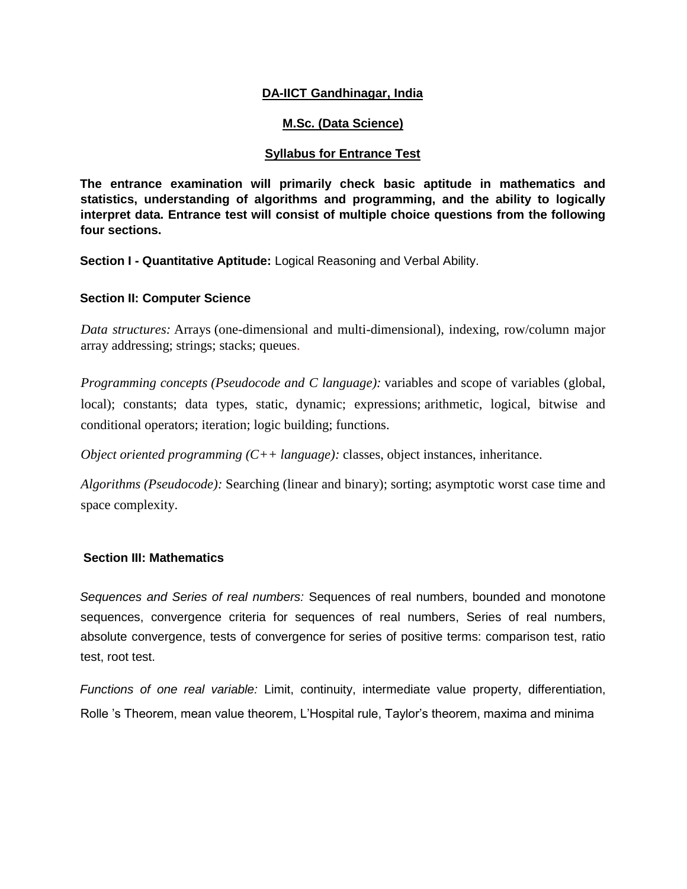# DA-IICT Gandhinagar, India

## M.Sc. (Data Science)

## Syllabus for Entrance Test

**The entrance examination will primarily check basic aptitude in mathematics and statistics, understanding of algorithms and programming, and the ability to logically interpret data. Entrance test will consist of multiple choice questions from the following four sections.**

**Section I - Quantitative Aptitude:** Logical Reasoning and Verbal Ability.

### Section II: Computer Science

*Data structures:* Arrays (one-dimensional and multi-dimensional), indexing, row/column major array addressing; strings; stacks; queues.

*Programming concepts (Pseudocode and C language):* variables and scope of variables (global, local); constants; data types, static, dynamic; expressions; arithmetic, logical, bitwise and conditional operators; iteration; logic building; functions.

*Object oriented programming (C++ language):* classes, object instances, inheritance.

*Algorithms (Pseudocode):* Searching (linear and binary); sorting; asymptotic worst case time and space complexity.

### Section III: Mathematics

*Sequences and Series of real numbers:* Sequences of real numbers, bounded and monotone sequences, convergence criteria for sequences of real numbers, Series of real numbers, absolute convergence, tests of convergence for series of positive terms: comparison test, ratio test, root test.

*Functions of one real variable:* Limit, continuity, intermediate value property, differentiation, Rolle 's Theorem, mean value theorem, L'Hospital rule, Taylor's theorem, maxima and minima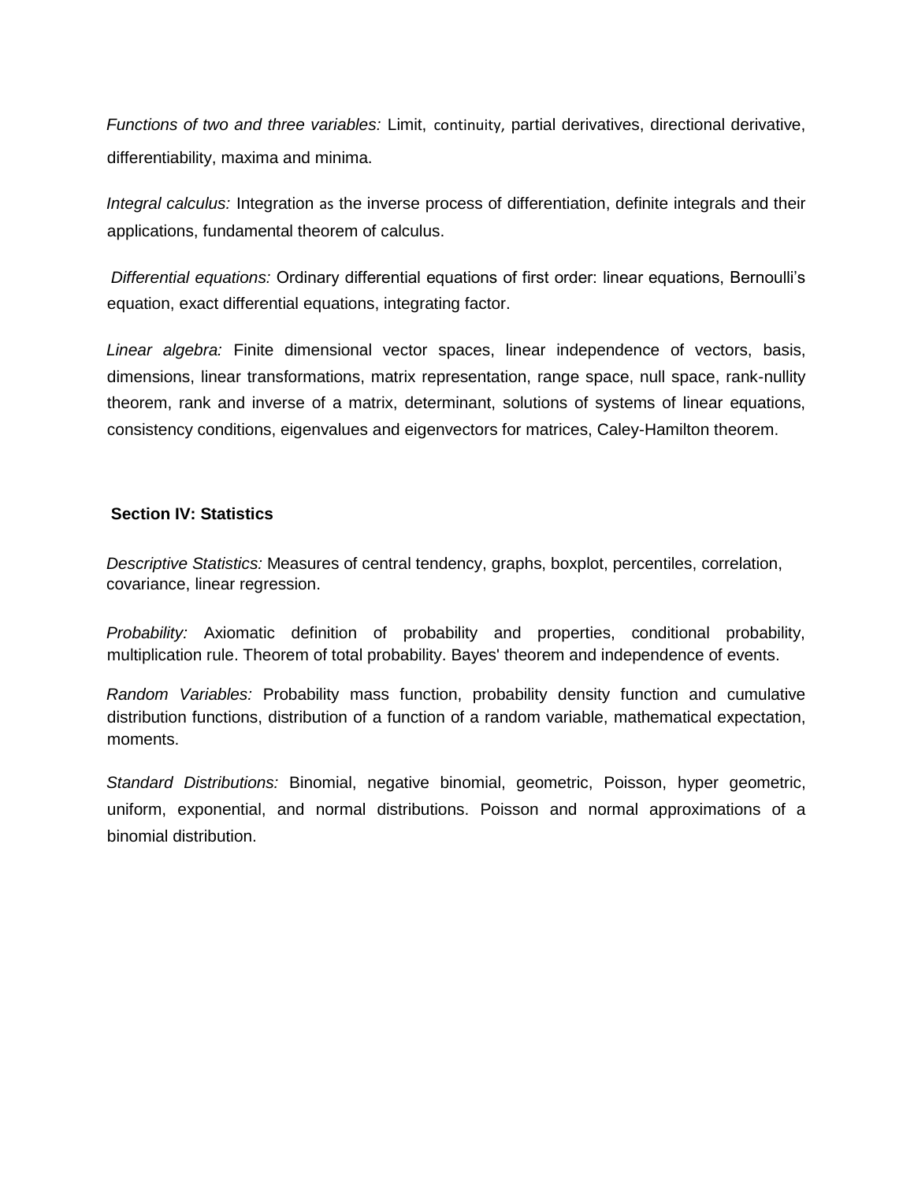*Functions of two and three variables:* Limit, continuity, partial derivatives, directional derivative, differentiability, maxima and minima.

*Integral calculus:* Integration as the inverse process of differentiation, definite integrals and their applications, fundamental theorem of calculus.

*Differential equations:* Ordinary differential equations of first order: linear equations, Bernoulli's equation, exact differential equations, integrating factor.

*Linear algebra:* Finite dimensional vector spaces, linear independence of vectors, basis, dimensions, linear transformations, matrix representation, range space, null space, rank-nullity theorem, rank and inverse of a matrix, determinant, solutions of systems of linear equations, consistency conditions, eigenvalues and eigenvectors for matrices, Caley-Hamilton theorem.

**Section IV: Statistics**

*Descriptive Statistics:* Measures of central tendency, graphs, boxplot, percentiles, correlation, covariance, linear regression.

*Probability:* Axiomatic definition of probability and properties, conditional probability, multiplication rule. Theorem of total probability. Bayes' theorem and independence of events.

*Random Variables:* Probability mass function, probability density function and cumulative distribution functions, distribution of a function of a random variable, mathematical expectation, moments.

*Standard Distributions:* Binomial, negative binomial, geometric, Poisson, hyper geometric, uniform, exponential, and normal distributions. Poisson and normal approximations of a binomial distribution.